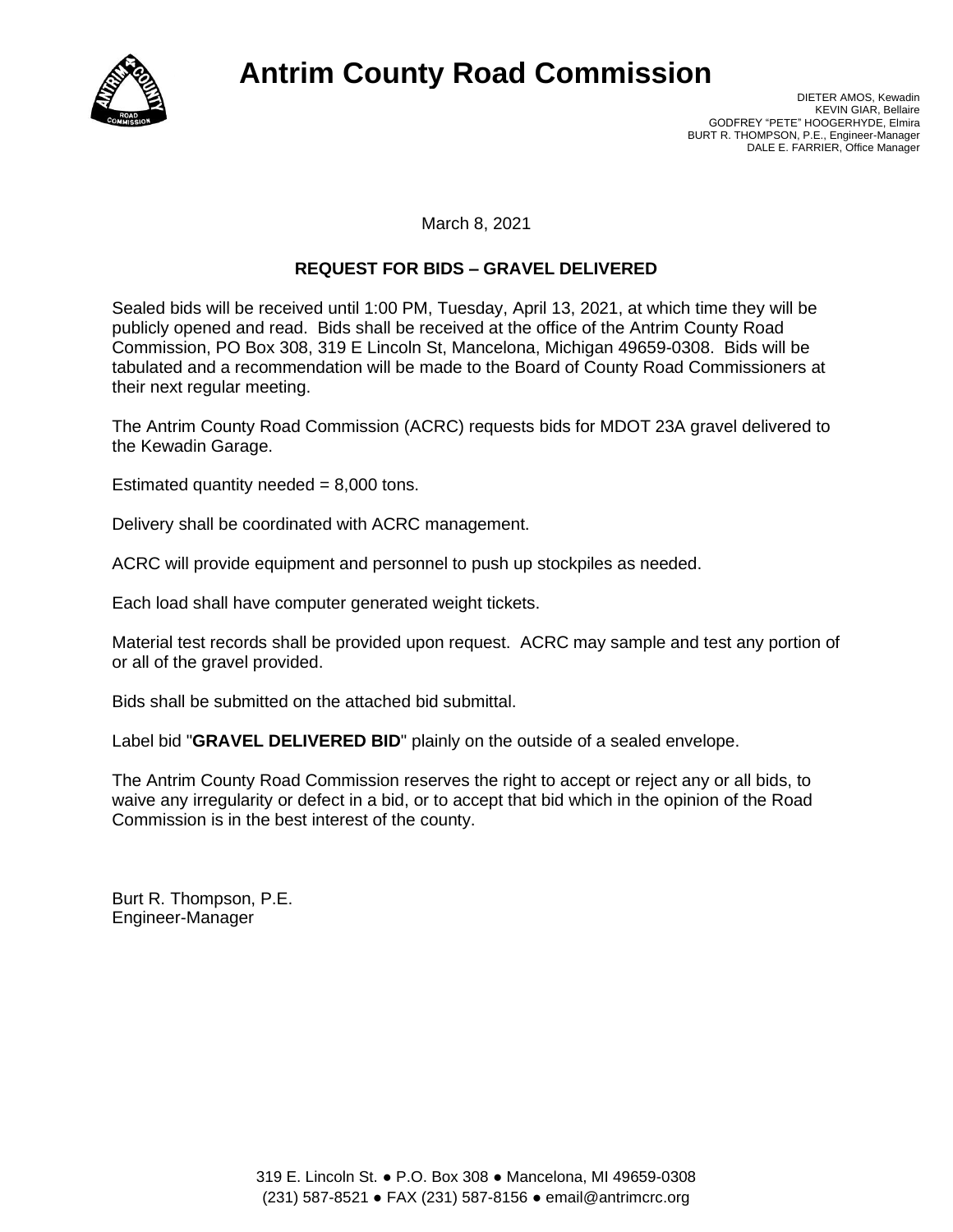# Antrim County Road Commission

DIETER AMOS, Kewadin
KEVIN GIAR, Bellaire
GODFREY "PETE" HOOGERHYDE, Elmira
BURT R. THOMPSON, P.E., Engineer-Manager
DALE E. FARRIER, Office Manager

March 8, 2021

**REQUEST FOR BIDS – GRAVEL DELIVERED**

Sealed bids will be received until 1:00 PM, Tuesday, April 13, 2021, at which time they will be publicly opened and read. Bids shall be received at the office of the Antrim County Road Commission, PO Box 308, 319 E Lincoln St, Mancelona, Michigan 49659-0308. Bids will be tabulated and a recommendation will be made to the Board of County Road Commissioners at their next regular meeting.

The Antrim County Road Commission (ACRC) requests bids for MDOT 23A gravel delivered to the Kewadin Garage.

Estimated quantity needed = 8,000 tons.

Delivery shall be coordinated with ACRC management.

ACRC will provide equipment and personnel to push up stockpiles as needed.

Each load shall have computer generated weight tickets.

Material test records shall be provided upon request. ACRC may sample and test any portion of or all of the gravel provided.

Bids shall be submitted on the attached bid submittal.

Label bid "**GRAVEL DELIVERED BID**" plainly on the outside of a sealed envelope.

The Antrim County Road Commission reserves the right to accept or reject any or all bids, to waive any irregularity or defect in a bid, or to accept that bid which in the opinion of the Road Commission is in the best interest of the county.

Burt R. Thompson, P.E.
Engineer-Manager

319 E. Lincoln St. ● P.O. Box 308 ● Mancelona, MI 49659-0308
(231) 587-8521 ● FAX (231) 587-8156 ● email@antrimcrc.org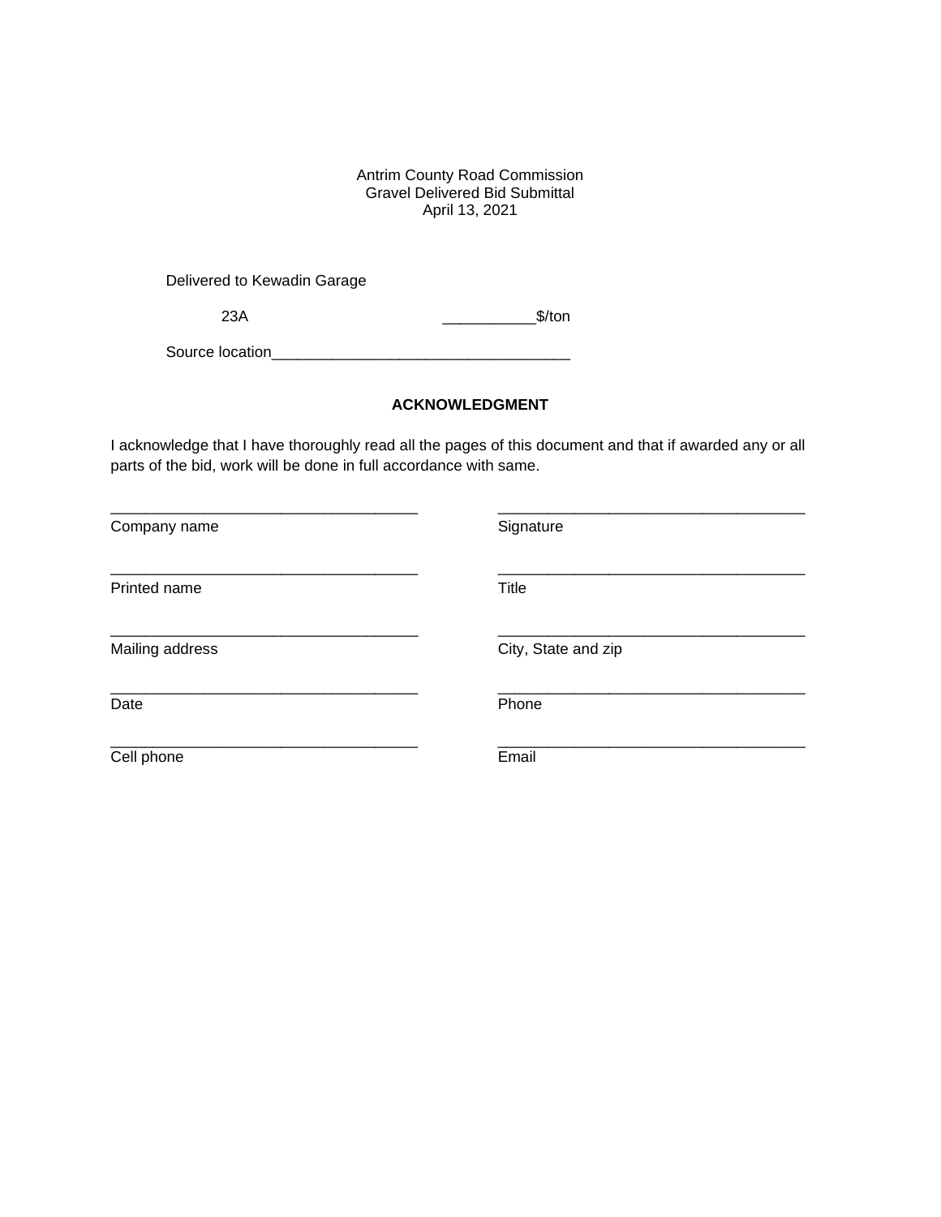Antrim County Road Commission
Gravel Delivered Bid Submittal
April 13, 2021

Delivered to Kewadin Garage

23A ___________$/ton

Source location___________________________________

**ACKNOWLEDGMENT**

I acknowledge that I have thoroughly read all the pages of this document and that if awarded any or all parts of the bid, work will be done in full accordance with same.

| | |
|---|---|
| ___________________________________ | ___________________________________ |
| Company name | Signature |
| ___________________________________ | ___________________________________ |
| Printed name | Title |
| ___________________________________ | ___________________________________ |
| Mailing address | City, State and zip |
| ___________________________________ | ___________________________________ |
| Date | Phone |
| ___________________________________ | ___________________________________ |
| Cell phone | Email |